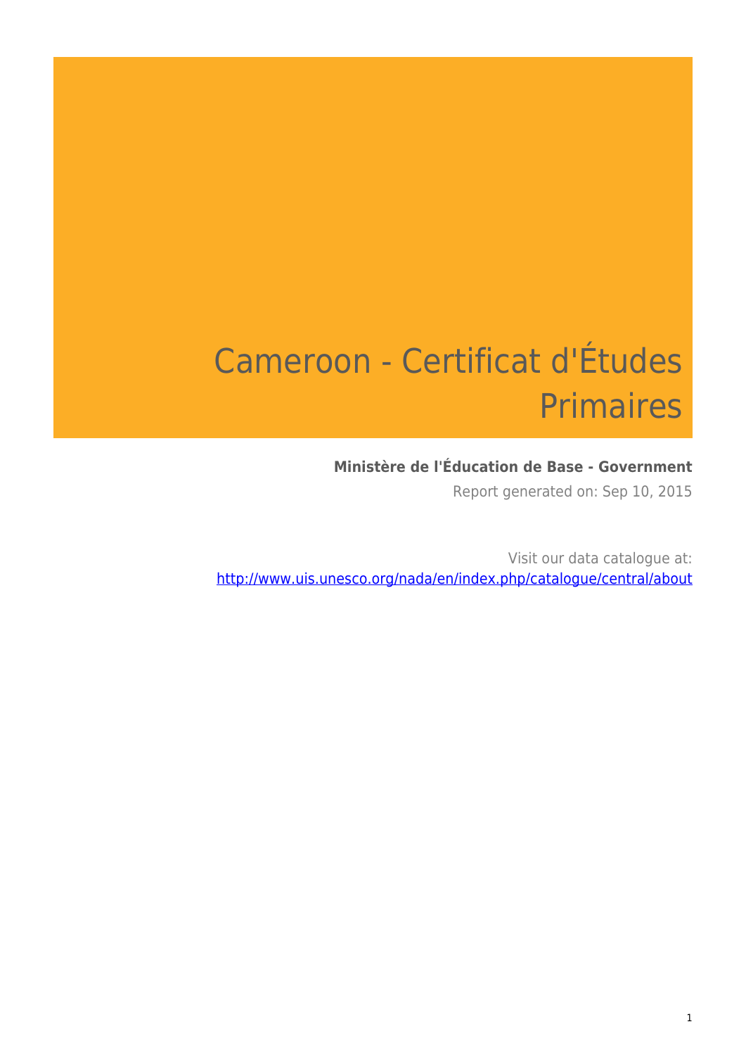# Cameroon - Certificat d'Études Primaires

**Ministère de l'Éducation de Base - Government**

Report generated on: Sep 10, 2015

Visit our data catalogue at: http://www.uis.unesco.org/nada/en/index.php/catalogue/central/about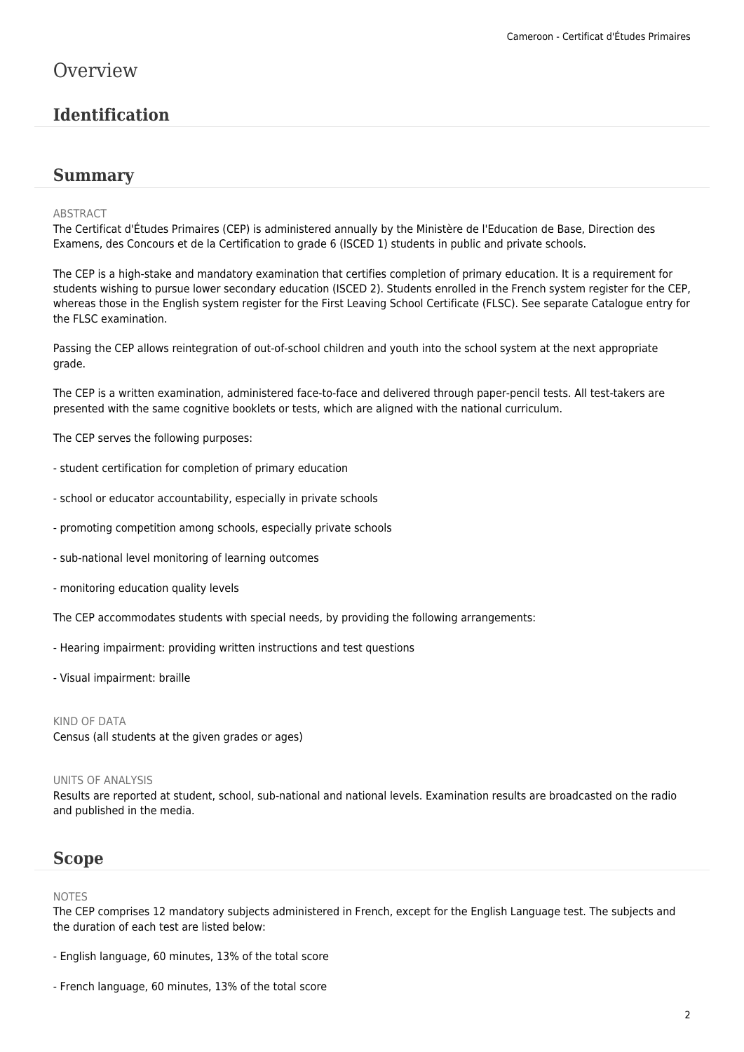# Overview

## Identification

## Summary

ABSTRACT

The Certificat d'Études Primaires (CEP) is administered annually by the Ministère de l'Education de Base, Direction des Examens, des Concours et de la Certification to grade 6 (ISCED 1) students in public and private schools.

The CEP is a high-stake and mandatory examination that certifies completion of primary education. It is a requirement for students wishing to pursue lower secondary education (ISCED 2). Students enrolled in the French system register for the CEP, whereas those in the English system register for the First Leaving School Certificate (FLSC). See separate Catalogue entry for the FLSC examination.

Passing the CEP allows reintegration of out-of-school children and youth into the school system at the next appropriate grade.

The CEP is a written examination, administered face-to-face and delivered through paper-pencil tests. All test-takers are presented with the same cognitive booklets or tests, which are aligned with the national curriculum.

The CEP serves the following purposes:

- student certification for completion of primary education

- school or educator accountability, especially in private schools

- promoting competition among schools, especially private schools

- sub-national level monitoring of learning outcomes

- monitoring education quality levels

The CEP accommodates students with special needs, by providing the following arrangements:

- Hearing impairment: providing written instructions and test questions

- Visual impairment: braille

KIND OF DATA

Census (all students at the given grades or ages)

UNITS OF ANALYSIS

Results are reported at student, school, sub-national and national levels. Examination results are broadcasted on the radio and published in the media.

## Scope

NOTES

The CEP comprises 12 mandatory subjects administered in French, except for the English Language test. The subjects and the duration of each test are listed below:

- English language, 60 minutes, 13% of the total score

- French language, 60 minutes, 13% of the total score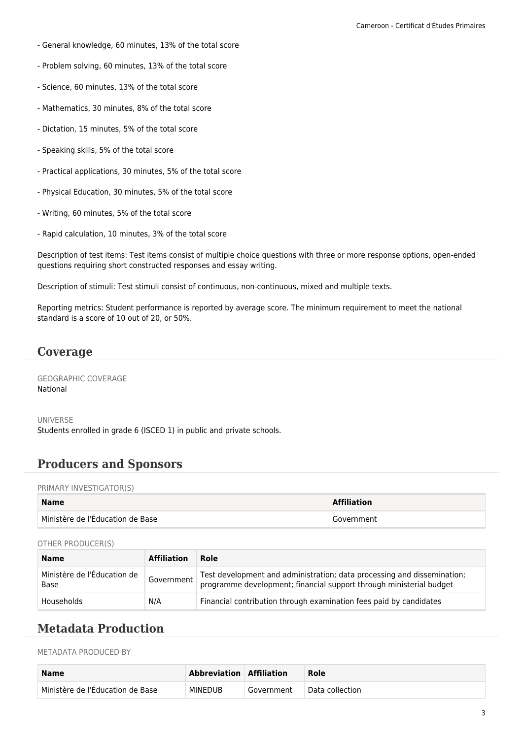- General knowledge, 60 minutes, 13% of the total score

- Problem solving, 60 minutes, 13% of the total score

- Science, 60 minutes, 13% of the total score

- Mathematics, 30 minutes, 8% of the total score

- Dictation, 15 minutes, 5% of the total score

- Speaking skills, 5% of the total score

- Practical applications, 30 minutes, 5% of the total score

- Physical Education, 30 minutes, 5% of the total score

- Writing, 60 minutes, 5% of the total score

- Rapid calculation, 10 minutes, 3% of the total score

Description of test items: Test items consist of multiple choice questions with three or more response options, open-ended questions requiring short constructed responses and essay writing.

Description of stimuli: Test stimuli consist of continuous, non-continuous, mixed and multiple texts.

Reporting metrics: Student performance is reported by average score. The minimum requirement to meet the national standard is a score of 10 out of 20, or 50%.

## Coverage

GEOGRAPHIC COVERAGE

National

UNIVERSE

Students enrolled in grade 6 (ISCED 1) in public and private schools.

## Producers and Sponsors

PRIMARY INVESTIGATOR(S)

| Name | Affiliation |
| --- | --- |
| Ministère de l'Éducation de Base | Government |

OTHER PRODUCER(S)

| Name | Affiliation | Role |
| --- | --- | --- |
| Ministère de l'Éducation de Base | Government | Test development and administration; data processing and dissemination; programme development; financial support through ministerial budget |
| Households | N/A | Financial contribution through examination fees paid by candidates |

## Metadata Production

METADATA PRODUCED BY

| Name | Abbreviation | Affiliation | Role |
| --- | --- | --- | --- |
| Ministère de l'Éducation de Base | MINEDUB | Government | Data collection |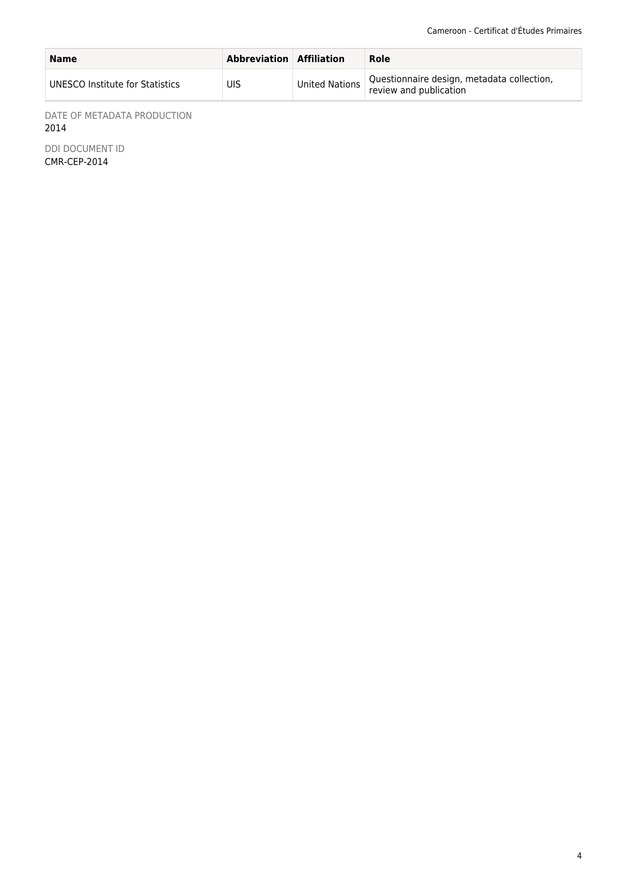| Name | Abbreviation | Affiliation | Role |
| --- | --- | --- | --- |
| UNESCO Institute for Statistics | UIS | United Nations | Questionnaire design, metadata collection, review and publication |

DATE OF METADATA PRODUCTION
2014

DDI DOCUMENT ID
CMR-CEP-2014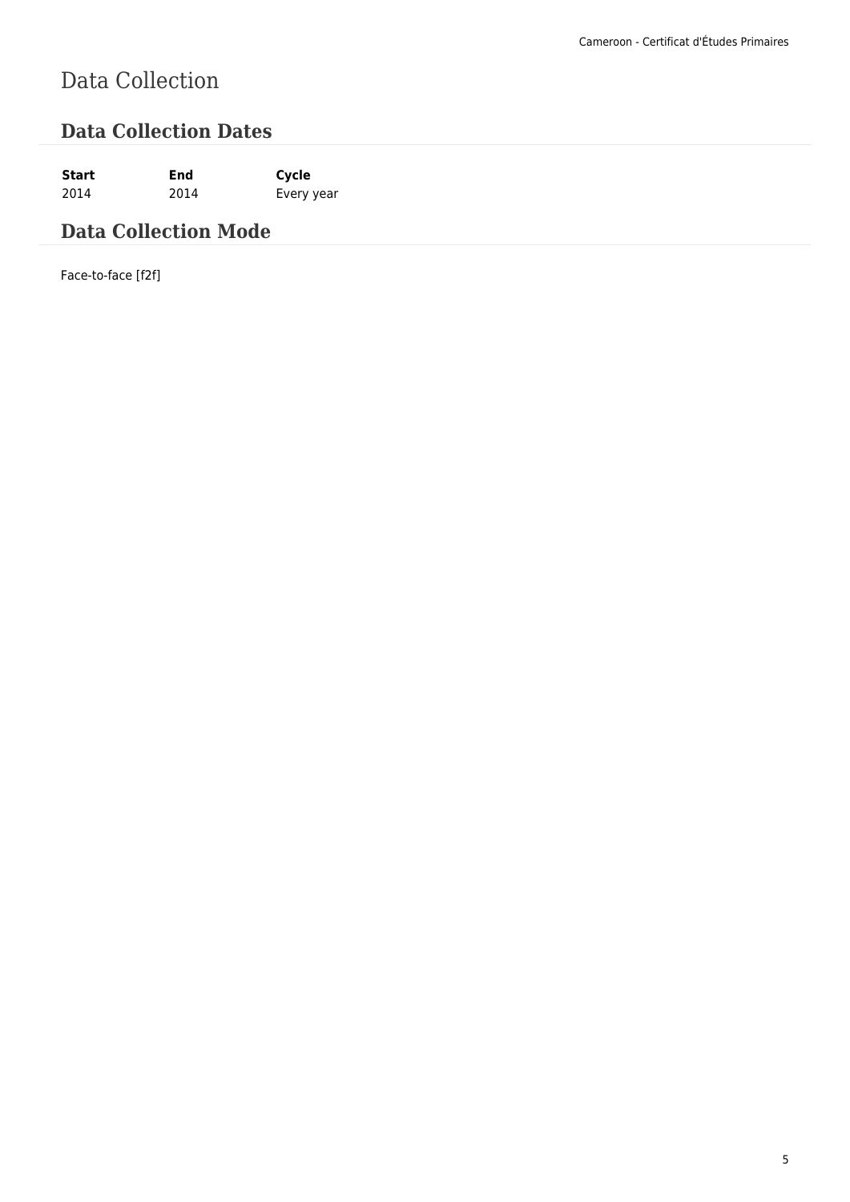# Data Collection

## Data Collection Dates

| Start | End | Cycle |
|---|---|---|
| 2014 | 2014 | Every year |

## Data Collection Mode

Face-to-face [f2f]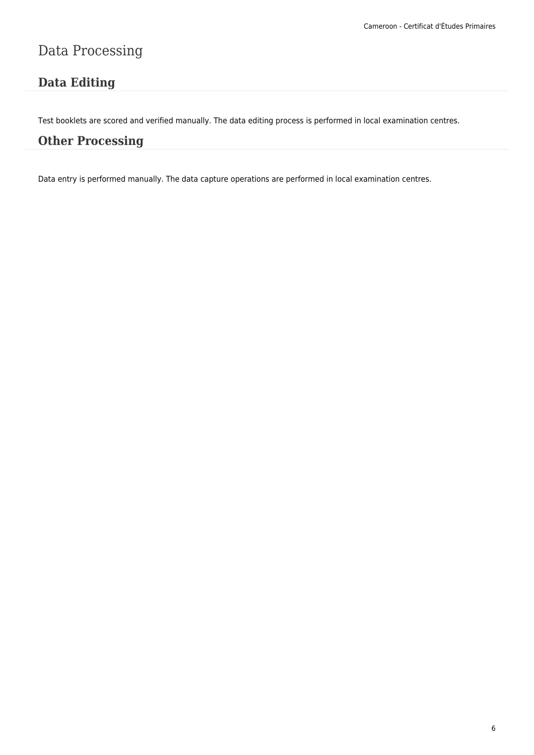# Data Processing

## Data Editing

Test booklets are scored and verified manually. The data editing process is performed in local examination centres.

## Other Processing

Data entry is performed manually. The data capture operations are performed in local examination centres.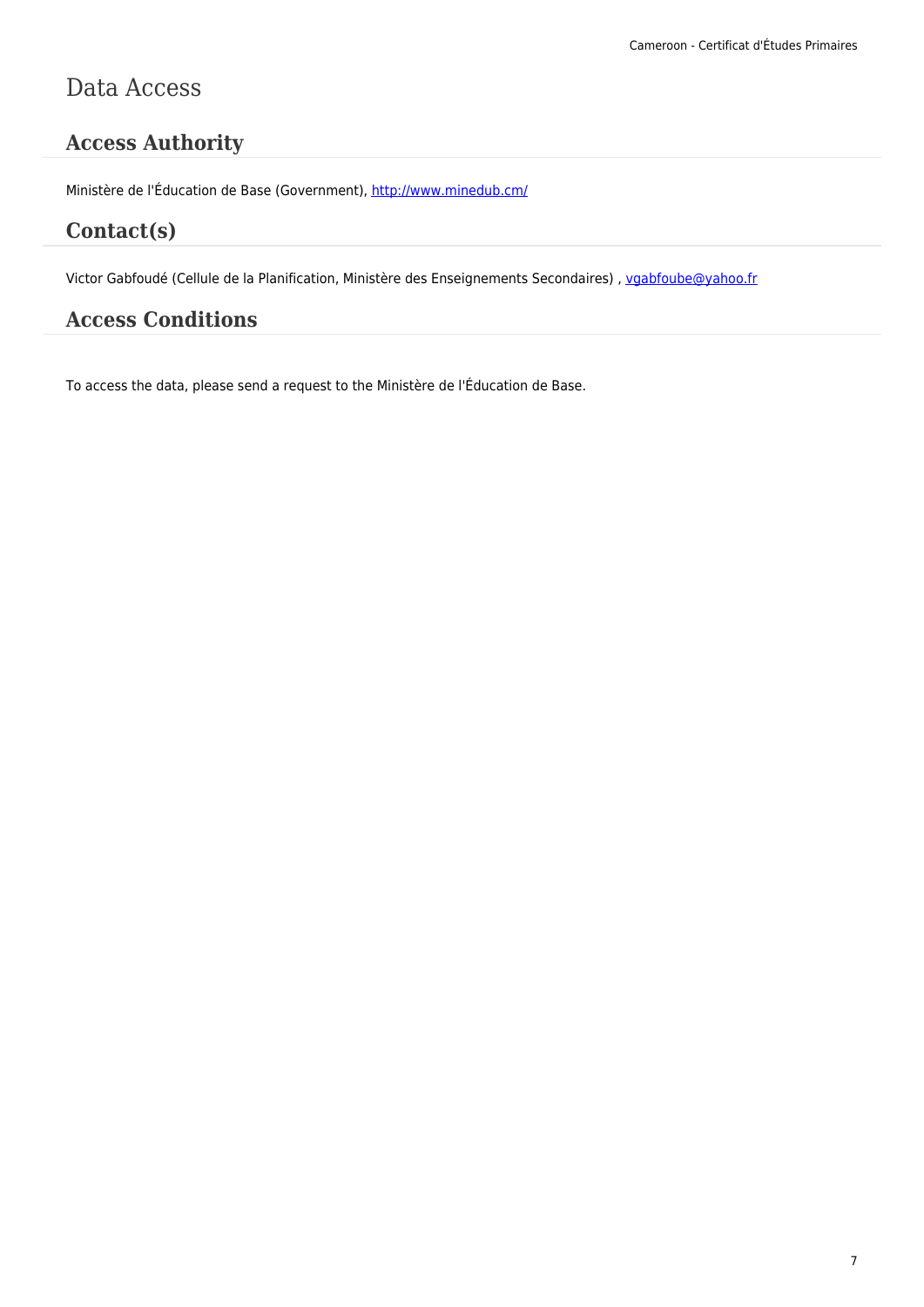# Data Access

## Access Authority

Ministère de l'Éducation de Base (Government), http://www.minedub.cm/

## Contact(s)

Victor Gabfoudé (Cellule de la Planification, Ministère des Enseignements Secondaires) , vgabfoube@yahoo.fr

## Access Conditions

To access the data, please send a request to the Ministère de l'Éducation de Base.